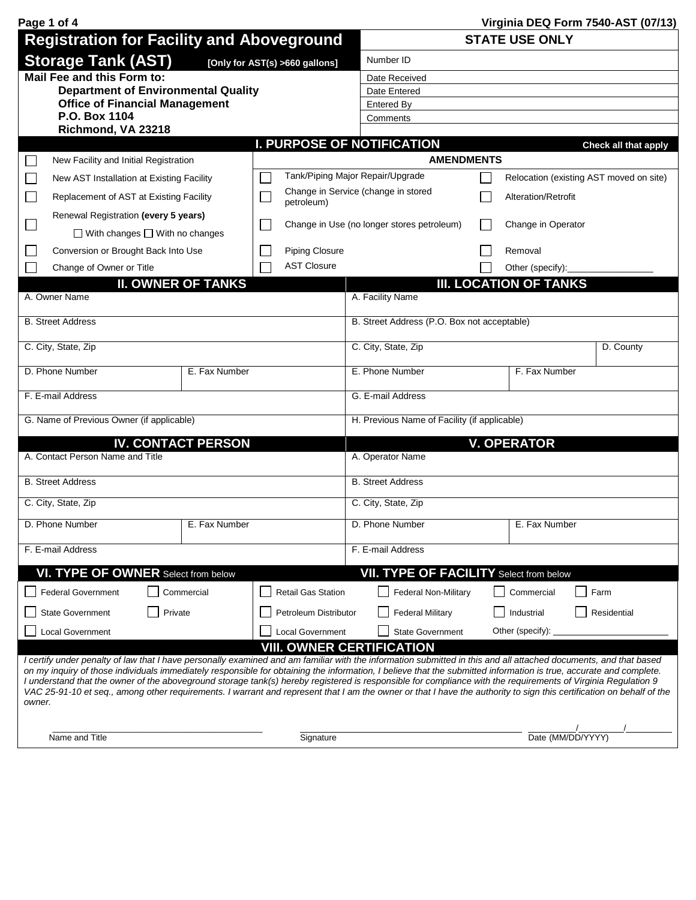# Registration for Facility and Aboveground Storage Tank (AST)

**[Only for AST(s) >660 gallons]**

Virginia DEQ Form 7540-AST (07/13)

**Mail Fee and this Form to:**

**Department of Environmental Quality**
**Office of Financial Management**
**P.O. Box 1104**
**Richmond, VA 23218**

| STATE USE ONLY |
|---|
| Number ID |
| Date Received |
| Date Entered |
| Entered By |
| Comments |

## I. PURPOSE OF NOTIFICATION

Check all that apply

- ☐ New Facility and Initial Registration
- ☐ New AST Installation at Existing Facility
- ☐ Replacement of AST at Existing Facility
- ☐ Renewal Registration **(every 5 years)**
  - ☐ With changes ☐ With no changes
- ☐ Conversion or Brought Back Into Use
- ☐ Change of Owner or Title

**AMENDMENTS**

- ☐ Tank/Piping Major Repair/Upgrade
- ☐ Change in Service (change in stored petroleum)
- ☐ Change in Use (no longer stores petroleum)
- ☐ Piping Closure
- ☐ AST Closure
- ☐ Relocation (existing AST moved on site)
- ☐ Alteration/Retrofit
- ☐ Change in Operator
- ☐ Removal
- ☐ Other (specify): ________________

## II. OWNER OF TANKS

| | |
|---|---|
| A. Owner Name | |
| B. Street Address | |
| C. City, State, Zip | |
| D. Phone Number | E. Fax Number |
| F. E-mail Address | |
| G. Name of Previous Owner (if applicable) | |

## III. LOCATION OF TANKS

| | |
|---|---|
| A. Facility Name | |
| B. Street Address (P.O. Box not acceptable) | |
| C. City, State, Zip | D. County |
| E. Phone Number | F. Fax Number |
| G. E-mail Address | |
| H. Previous Name of Facility (if applicable) | |

## IV. CONTACT PERSON

| | |
|---|---|
| A. Contact Person Name and Title | |
| B. Street Address | |
| C. City, State, Zip | |
| D. Phone Number | E. Fax Number |
| F. E-mail Address | |

## V. OPERATOR

| | |
|---|---|
| A. Operator Name | |
| B. Street Address | |
| C. City, State, Zip | |
| D. Phone Number | E. Fax Number |
| F. E-mail Address | |

## VI. TYPE OF OWNER Select from below

- ☐ Federal Government
- ☐ Commercial
- ☐ State Government
- ☐ Private
- ☐ Local Government

## VII. TYPE OF FACILITY Select from below

- ☐ Retail Gas Station
- ☐ Federal Non-Military
- ☐ Commercial
- ☐ Farm
- ☐ Petroleum Distributor
- ☐ Federal Military
- ☐ Industrial
- ☐ Residential
- ☐ Local Government
- ☐ State Government
- Other (specify): ________________

## VIII. OWNER CERTIFICATION

*I certify under penalty of law that I have personally examined and am familiar with the information submitted in this and all attached documents, and that based on my inquiry of those individuals immediately responsible for obtaining the information, I believe that the submitted information is true, accurate and complete. I understand that the owner of the aboveground storage tank(s) hereby registered is responsible for compliance with the requirements of Virginia Regulation 9 VAC 25-91-10 et seq., among other requirements. I warrant and represent that I am the owner or that I have the authority to sign this certification on behalf of the owner.*

________________________ Name and Title

________________________ Signature

_____/_____/_____ Date (MM/DD/YYYY)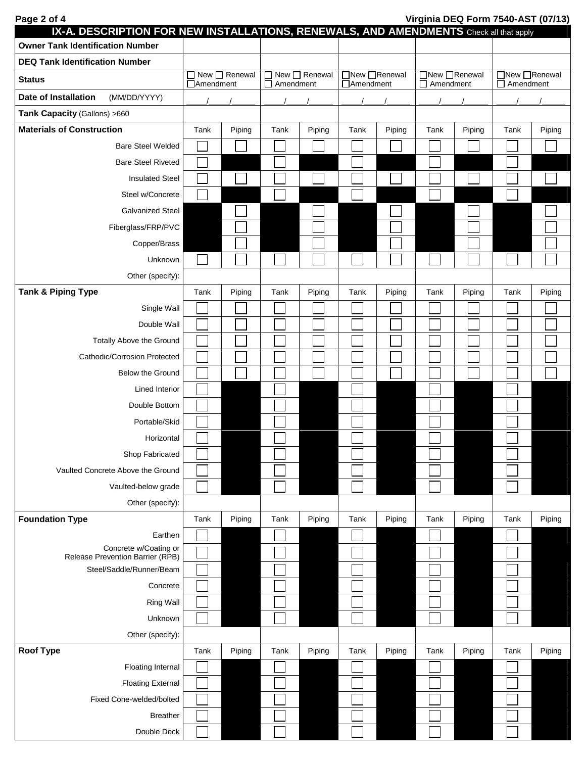## IX-A. DESCRIPTION FOR NEW INSTALLATIONS, RENEWALS, AND AMENDMENTS Check all that apply

| | | | | | | | | | | |
|---|---|---|---|---|---|---|---|---|---|---|
| **Owner Tank Identification Number** | | | | | | | | | | |
| **DEQ Tank Identification Number** | | | | | | | | | | |
| **Status** | ☐ New ☐ Renewal ☐ Amendment | | ☐ New ☐ Renewal ☐ Amendment | | ☐ New ☐ Renewal ☐ Amendment | | ☐ New ☐ Renewal ☐ Amendment | | ☐ New ☐ Renewal ☐ Amendment | |
| **Date of Installation** (MM/DD/YYYY) | ___/___/_____ | | ___/___/_____ | | ___/___/_____ | | ___/___/_____ | | ___/___/_____ | |
| **Tank Capacity** (Gallons) >660 | | | | | | | | | | |
| **Materials of Construction** | Tank | Piping | Tank | Piping | Tank | Piping | Tank | Piping | Tank | Piping |
| Bare Steel Welded | ☐ | ☐ | ☐ | ☐ | ☐ | ☐ | ☐ | ☐ | ☐ | ☐ |
| Bare Steel Riveted | ☐ | | ☐ | | ☐ | | ☐ | | ☐ | |
| Insulated Steel | ☐ | ☐ | ☐ | ☐ | ☐ | ☐ | ☐ | ☐ | ☐ | ☐ |
| Steel w/Concrete | ☐ | | ☐ | | ☐ | | ☐ | | ☐ | |
| Galvanized Steel | | ☐ | | ☐ | | ☐ | | ☐ | | ☐ |
| Fiberglass/FRP/PVC | | ☐ | | ☐ | | ☐ | | ☐ | | ☐ |
| Copper/Brass | | ☐ | | ☐ | | ☐ | | ☐ | | ☐ |
| Unknown | ☐ | ☐ | ☐ | ☐ | ☐ | ☐ | ☐ | ☐ | ☐ | ☐ |
| Other (specify): | | | | | | | | | | |
| **Tank & Piping Type** | Tank | Piping | Tank | Piping | Tank | Piping | Tank | Piping | Tank | Piping |
| Single Wall | ☐ | ☐ | ☐ | ☐ | ☐ | ☐ | ☐ | ☐ | ☐ | ☐ |
| Double Wall | ☐ | ☐ | ☐ | ☐ | ☐ | ☐ | ☐ | ☐ | ☐ | ☐ |
| Totally Above the Ground | ☐ | ☐ | ☐ | ☐ | ☐ | ☐ | ☐ | ☐ | ☐ | ☐ |
| Cathodic/Corrosion Protected | ☐ | ☐ | ☐ | ☐ | ☐ | ☐ | ☐ | ☐ | ☐ | ☐ |
| Below the Ground | ☐ | ☐ | ☐ | ☐ | ☐ | ☐ | ☐ | ☐ | ☐ | ☐ |
| Lined Interior | ☐ | | ☐ | | ☐ | | ☐ | | ☐ | |
| Double Bottom | ☐ | | ☐ | | ☐ | | ☐ | | ☐ | |
| Portable/Skid | ☐ | | ☐ | | ☐ | | ☐ | | ☐ | |
| Horizontal | ☐ | | ☐ | | ☐ | | ☐ | | ☐ | |
| Shop Fabricated | ☐ | | ☐ | | ☐ | | ☐ | | ☐ | |
| Vaulted Concrete Above the Ground | ☐ | | ☐ | | ☐ | | ☐ | | ☐ | |
| Vaulted-below grade | ☐ | | ☐ | | ☐ | | ☐ | | ☐ | |
| Other (specify): | | | | | | | | | | |
| **Foundation Type** | Tank | Piping | Tank | Piping | Tank | Piping | Tank | Piping | Tank | Piping |
| Earthen | ☐ | | ☐ | | ☐ | | ☐ | | ☐ | |
| Concrete w/Coating or Release Prevention Barrier (RPB) | ☐ | | ☐ | | ☐ | | ☐ | | ☐ | |
| Steel/Saddle/Runner/Beam | ☐ | | ☐ | | ☐ | | ☐ | | ☐ | |
| Concrete | ☐ | | ☐ | | ☐ | | ☐ | | ☐ | |
| Ring Wall | ☐ | | ☐ | | ☐ | | ☐ | | ☐ | |
| Unknown | ☐ | | ☐ | | ☐ | | ☐ | | ☐ | |
| Other (specify): | | | | | | | | | | |
| **Roof Type** | Tank | Piping | Tank | Piping | Tank | Piping | Tank | Piping | Tank | Piping |
| Floating Internal | ☐ | | ☐ | | ☐ | | ☐ | | ☐ | |
| Floating External | ☐ | | ☐ | | ☐ | | ☐ | | ☐ | |
| Fixed Cone-welded/bolted | ☐ | | ☐ | | ☐ | | ☐ | | ☐ | |
| Breather | ☐ | | ☐ | | ☐ | | ☐ | | ☐ | |
| Double Deck | ☐ | | ☐ | | ☐ | | ☐ | | ☐ | |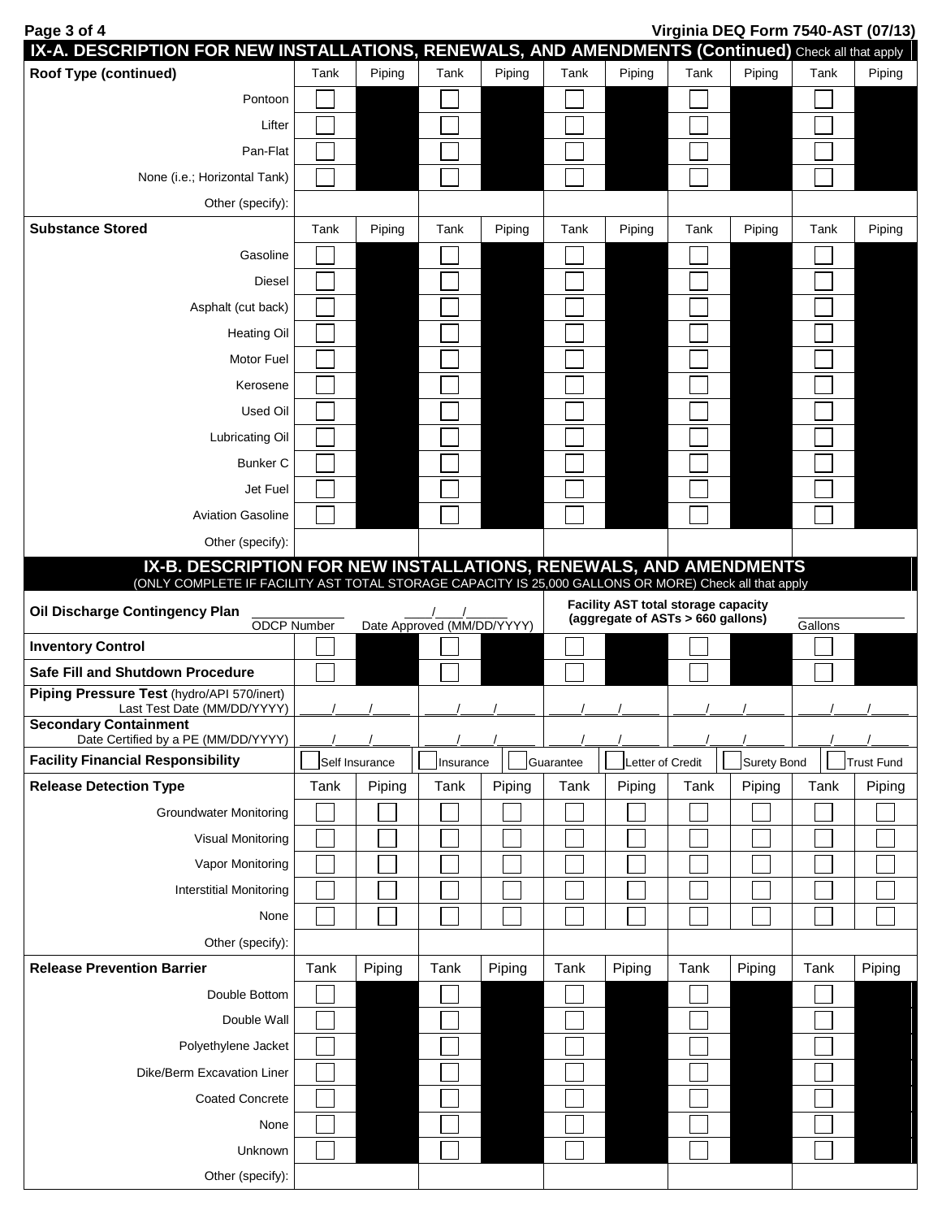## IX-A. DESCRIPTION FOR NEW INSTALLATIONS, RENEWALS, AND AMENDMENTS (Continued) Check all that apply

| Roof Type (continued) | Tank | Piping | Tank | Piping | Tank | Piping | Tank | Piping | Tank | Piping |
|---|---|---|---|---|---|---|---|---|---|---|
| Pontoon | ☐ | | ☐ | | ☐ | | ☐ | | ☐ | |
| Lifter | ☐ | | ☐ | | ☐ | | ☐ | | ☐ | |
| Pan-Flat | ☐ | | ☐ | | ☐ | | ☐ | | ☐ | |
| None (i.e.; Horizontal Tank) | ☐ | | ☐ | | ☐ | | ☐ | | ☐ | |
| Other (specify): | | | | | | | | | | |

| Substance Stored | Tank | Piping | Tank | Piping | Tank | Piping | Tank | Piping | Tank | Piping |
|---|---|---|---|---|---|---|---|---|---|---|
| Gasoline | ☐ | | ☐ | | ☐ | | ☐ | | ☐ | |
| Diesel | ☐ | | ☐ | | ☐ | | ☐ | | ☐ | |
| Asphalt (cut back) | ☐ | | ☐ | | ☐ | | ☐ | | ☐ | |
| Heating Oil | ☐ | | ☐ | | ☐ | | ☐ | | ☐ | |
| Motor Fuel | ☐ | | ☐ | | ☐ | | ☐ | | ☐ | |
| Kerosene | ☐ | | ☐ | | ☐ | | ☐ | | ☐ | |
| Used Oil | ☐ | | ☐ | | ☐ | | ☐ | | ☐ | |
| Lubricating Oil | ☐ | | ☐ | | ☐ | | ☐ | | ☐ | |
| Bunker C | ☐ | | ☐ | | ☐ | | ☐ | | ☐ | |
| Jet Fuel | ☐ | | ☐ | | ☐ | | ☐ | | ☐ | |
| Aviation Gasoline | ☐ | | ☐ | | ☐ | | ☐ | | ☐ | |
| Other (specify): | | | | | | | | | | |

## IX-B. DESCRIPTION FOR NEW INSTALLATIONS, RENEWALS, AND AMENDMENTS

(ONLY COMPLETE IF FACILITY AST TOTAL STORAGE CAPACITY IS 25,000 GALLONS OR MORE) Check all that apply

**Oil Discharge Contingency Plan** ____________ ODCP Number ____/____/______ Date Approved (MM/DD/YYYY)

**Facility AST total storage capacity (aggregate of ASTs > 660 gallons)** ____________ Gallons

| | Tank | Piping | Tank | Piping | Tank | Piping | Tank | Piping | Tank | Piping |
|---|---|---|---|---|---|---|---|---|---|---|
| **Inventory Control** | ☐ | | ☐ | | ☐ | | ☐ | | ☐ | |
| **Safe Fill and Shutdown Procedure** | ☐ | | ☐ | | ☐ | | ☐ | | ☐ | |
| **Piping Pressure Test** (hydro/API 570/inert) Last Test Date (MM/DD/YYYY) | \_\_/\_\_/\_\_\_\_ | | \_\_/\_\_/\_\_\_\_ | | \_\_/\_\_/\_\_\_\_ | | \_\_/\_\_/\_\_\_\_ | | \_\_/\_\_/\_\_\_\_ | |
| **Secondary Containment** Date Certified by a PE (MM/DD/YYYY) | \_\_/\_\_/\_\_\_\_ | | \_\_/\_\_/\_\_\_\_ | | \_\_/\_\_/\_\_\_\_ | | \_\_/\_\_/\_\_\_\_ | | \_\_/\_\_/\_\_\_\_ | |

**Facility Financial Responsibility** ☐ Self Insurance ☐ Insurance ☐ Guarantee ☐ Letter of Credit ☐ Surety Bond ☐ Trust Fund

| Release Detection Type | Tank | Piping | Tank | Piping | Tank | Piping | Tank | Piping | Tank | Piping |
|---|---|---|---|---|---|---|---|---|---|---|
| Groundwater Monitoring | ☐ | ☐ | ☐ | ☐ | ☐ | ☐ | ☐ | ☐ | ☐ | ☐ |
| Visual Monitoring | ☐ | ☐ | ☐ | ☐ | ☐ | ☐ | ☐ | ☐ | ☐ | ☐ |
| Vapor Monitoring | ☐ | ☐ | ☐ | ☐ | ☐ | ☐ | ☐ | ☐ | ☐ | ☐ |
| Interstitial Monitoring | ☐ | ☐ | ☐ | ☐ | ☐ | ☐ | ☐ | ☐ | ☐ | ☐ |
| None | ☐ | ☐ | ☐ | ☐ | ☐ | ☐ | ☐ | ☐ | ☐ | ☐ |
| Other (specify): | | | | | | | | | | |

| Release Prevention Barrier | Tank | Piping | Tank | Piping | Tank | Piping | Tank | Piping | Tank | Piping |
|---|---|---|---|---|---|---|---|---|---|---|
| Double Bottom | ☐ | | ☐ | | ☐ | | ☐ | | ☐ | |
| Double Wall | ☐ | | ☐ | | ☐ | | ☐ | | ☐ | |
| Polyethylene Jacket | ☐ | | ☐ | | ☐ | | ☐ | | ☐ | |
| Dike/Berm Excavation Liner | ☐ | | ☐ | | ☐ | | ☐ | | ☐ | |
| Coated Concrete | ☐ | | ☐ | | ☐ | | ☐ | | ☐ | |
| None | ☐ | | ☐ | | ☐ | | ☐ | | ☐ | |
| Unknown | ☐ | | ☐ | | ☐ | | ☐ | | ☐ | |
| Other (specify): | | | | | | | | | | |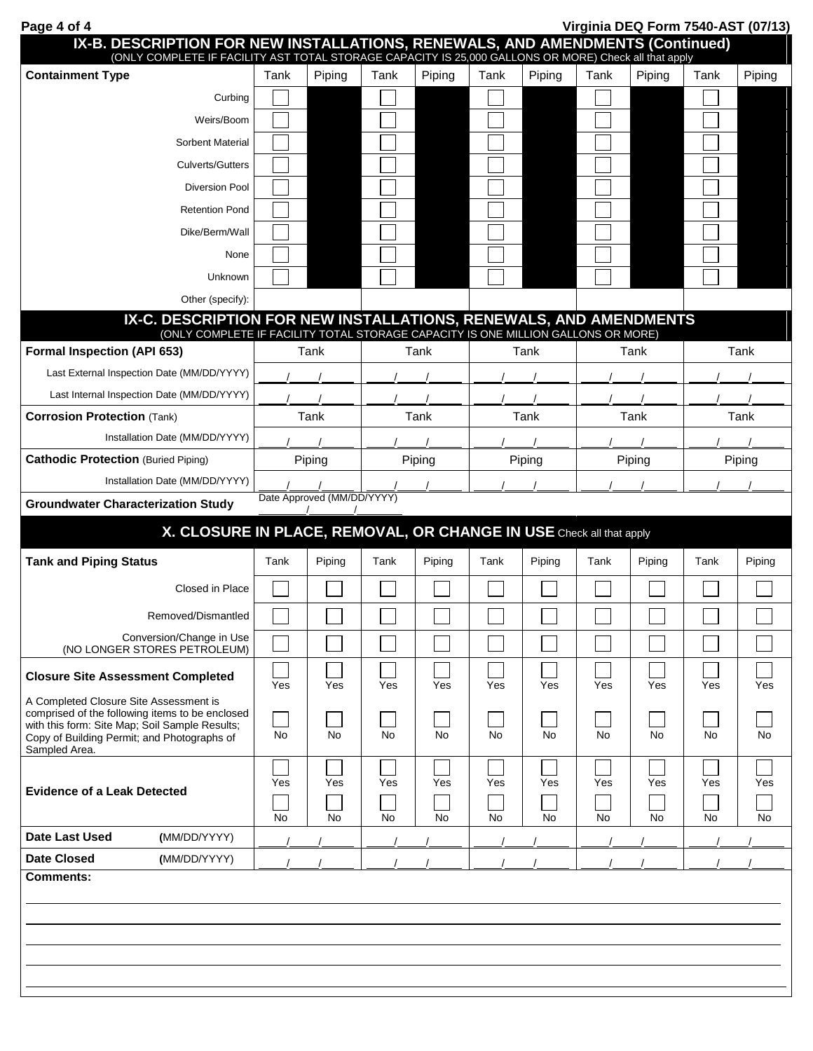## IX-B. DESCRIPTION FOR NEW INSTALLATIONS, RENEWALS, AND AMENDMENTS (Continued)

(ONLY COMPLETE IF FACILITY AST TOTAL STORAGE CAPACITY IS 25,000 GALLONS OR MORE) Check all that apply

| Containment Type | Tank | Piping | Tank | Piping | Tank | Piping | Tank | Piping | Tank | Piping |
|---|---|---|---|---|---|---|---|---|---|---|
| Curbing | ☐ | | ☐ | | ☐ | | ☐ | | ☐ | |
| Weirs/Boom | ☐ | | ☐ | | ☐ | | ☐ | | ☐ | |
| Sorbent Material | ☐ | | ☐ | | ☐ | | ☐ | | ☐ | |
| Culverts/Gutters | ☐ | | ☐ | | ☐ | | ☐ | | ☐ | |
| Diversion Pool | ☐ | | ☐ | | ☐ | | ☐ | | ☐ | |
| Retention Pond | ☐ | | ☐ | | ☐ | | ☐ | | ☐ | |
| Dike/Berm/Wall | ☐ | | ☐ | | ☐ | | ☐ | | ☐ | |
| None | ☐ | | ☐ | | ☐ | | ☐ | | ☐ | |
| Unknown | ☐ | | ☐ | | ☐ | | ☐ | | ☐ | |
| Other (specify): | | | | | | | | | | |

## IX-C. DESCRIPTION FOR NEW INSTALLATIONS, RENEWALS, AND AMENDMENTS

(ONLY COMPLETE IF FACILITY TOTAL STORAGE CAPACITY IS ONE MILLION GALLONS OR MORE)

| Formal Inspection (API 653) | Tank | Tank | Tank | Tank | Tank |
|---|---|---|---|---|---|
| Last External Inspection Date (MM/DD/YYYY) | ___/___/_____ | ___/___/_____ | ___/___/_____ | ___/___/_____ | ___/___/_____ |
| Last Internal Inspection Date (MM/DD/YYYY) | ___/___/_____ | ___/___/_____ | ___/___/_____ | ___/___/_____ | ___/___/_____ |
| **Corrosion Protection** (Tank) | Tank | Tank | Tank | Tank | Tank |
| Installation Date (MM/DD/YYYY) | ___/___/_____ | ___/___/_____ | ___/___/_____ | ___/___/_____ | ___/___/_____ |
| **Cathodic Protection** (Buried Piping) | Piping | Piping | Piping | Piping | Piping |
| Installation Date (MM/DD/YYYY) | ___/___/_____ | ___/___/_____ | ___/___/_____ | ___/___/_____ | ___/___/_____ |
| **Groundwater Characterization Study** | Date Approved (MM/DD/YYYY) ___/___/_____ | | | | |

## X. CLOSURE IN PLACE, REMOVAL, OR CHANGE IN USE

Check all that apply

| Tank and Piping Status | Tank | Piping | Tank | Piping | Tank | Piping | Tank | Piping | Tank | Piping |
|---|---|---|---|---|---|---|---|---|---|---|
| Closed in Place | ☐ | ☐ | ☐ | ☐ | ☐ | ☐ | ☐ | ☐ | ☐ | ☐ |
| Removed/Dismantled | ☐ | ☐ | ☐ | ☐ | ☐ | ☐ | ☐ | ☐ | ☐ | ☐ |
| Conversion/Change in Use (NO LONGER STORES PETROLEUM) | ☐ | ☐ | ☐ | ☐ | ☐ | ☐ | ☐ | ☐ | ☐ | ☐ |
| **Closure Site Assessment Completed** | ☐ Yes | ☐ Yes | ☐ Yes | ☐ Yes | ☐ Yes | ☐ Yes | ☐ Yes | ☐ Yes | ☐ Yes | ☐ Yes |
| A Completed Closure Site Assessment is comprised of the following items to be enclosed with this form: Site Map; Soil Sample Results; Copy of Building Permit; and Photographs of Sampled Area. | ☐ No | ☐ No | ☐ No | ☐ No | ☐ No | ☐ No | ☐ No | ☐ No | ☐ No | ☐ No |
| **Evidence of a Leak Detected** | ☐ Yes ☐ No | ☐ Yes ☐ No | ☐ Yes ☐ No | ☐ Yes ☐ No | ☐ Yes ☐ No | ☐ Yes ☐ No | ☐ Yes ☐ No | ☐ Yes ☐ No | ☐ Yes ☐ No | ☐ Yes ☐ No |
| **Date Last Used** (MM/DD/YYYY) | ___/___/_____ | | ___/___/_____ | | ___/___/_____ | | ___/___/_____ | | ___/___/_____ | |
| **Date Closed** (MM/DD/YYYY) | ___/___/_____ | | ___/___/_____ | | ___/___/_____ | | ___/___/_____ | | ___/___/_____ | |

**Comments:**